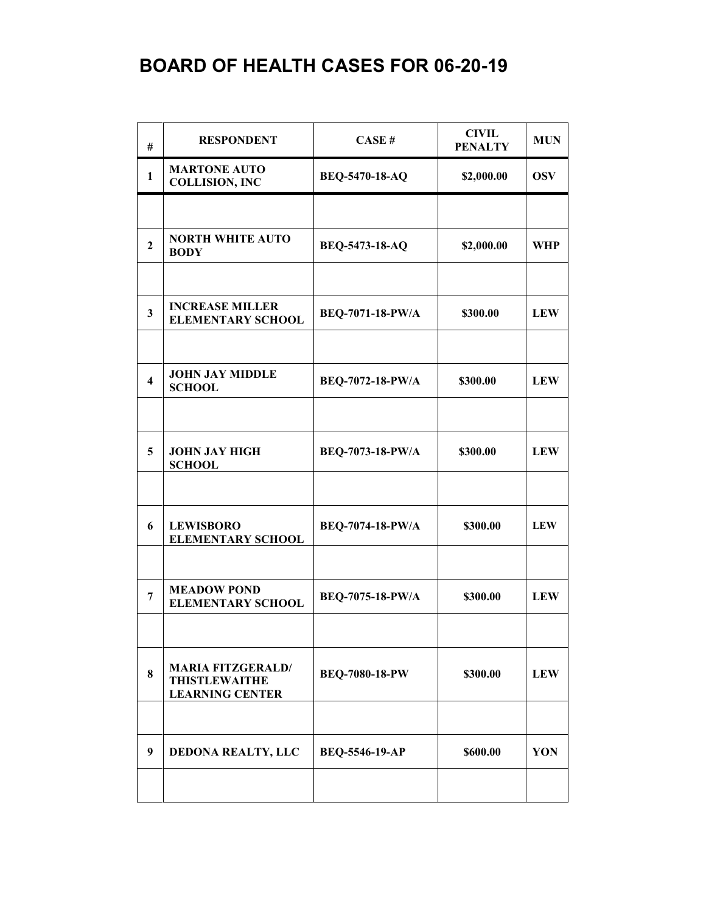# BOARD OF HEALTH CASES FOR 06-20-19

| # | RESPONDENT | CASE # | CIVIL PENALTY | MUN |
|---|---|---|---|---|
| 1 | MARTONE AUTO COLLISION, INC | BEQ-5470-18-AQ | $2,000.00 | OSV |
| | | | | |
| 2 | NORTH WHITE AUTO BODY | BEQ-5473-18-AQ | $2,000.00 | WHP |
| | | | | |
| 3 | INCREASE MILLER ELEMENTARY SCHOOL | BEQ-7071-18-PW/A | $300.00 | LEW |
| | | | | |
| 4 | JOHN JAY MIDDLE SCHOOL | BEQ-7072-18-PW/A | $300.00 | LEW |
| | | | | |
| 5 | JOHN JAY HIGH SCHOOL | BEQ-7073-18-PW/A | $300.00 | LEW |
| | | | | |
| 6 | LEWISBORO ELEMENTARY SCHOOL | BEQ-7074-18-PW/A | $300.00 | LEW |
| | | | | |
| 7 | MEADOW POND ELEMENTARY SCHOOL | BEQ-7075-18-PW/A | $300.00 | LEW |
| | | | | |
| 8 | MARIA FITZGERALD/ THISTLEWAITHE LEARNING CENTER | BEQ-7080-18-PW | $300.00 | LEW |
| | | | | |
| 9 | DEDONA REALTY, LLC | BEQ-5546-19-AP | $600.00 | YON |
| | | | | |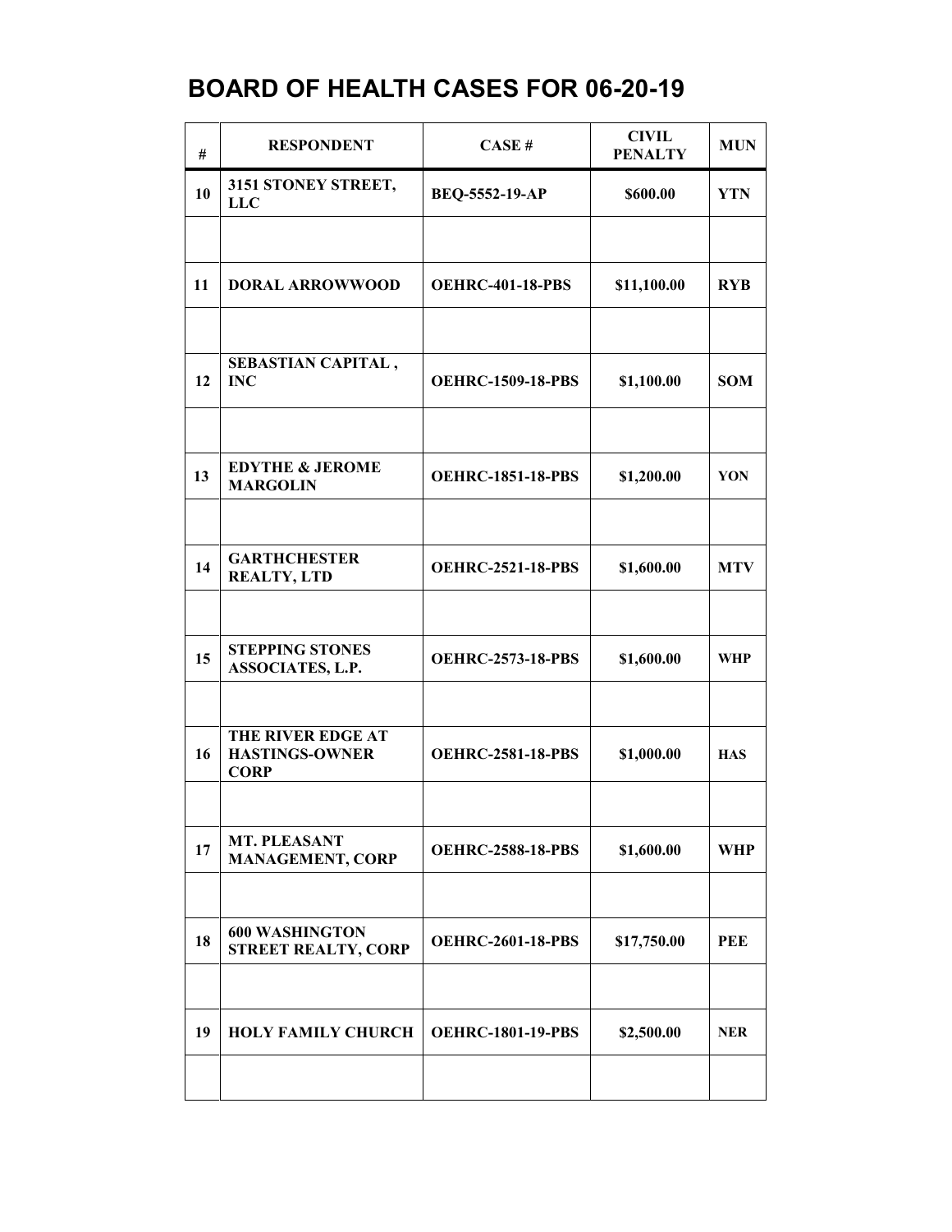## BOARD OF HEALTH CASES FOR 06-20-19

| # | RESPONDENT | CASE # | CIVIL PENALTY | MUN |
|---|---|---|---|---|
| 10 | 3151 STONEY STREET, LLC | BEQ-5552-19-AP | $600.00 | YTN |
| | | | | |
| 11 | DORAL ARROWWOOD | OEHRC-401-18-PBS | $11,100.00 | RYB |
| | | | | |
| 12 | SEBASTIAN CAPITAL , INC | OEHRC-1509-18-PBS | $1,100.00 | SOM |
| | | | | |
| 13 | EDYTHE & JEROME MARGOLIN | OEHRC-1851-18-PBS | $1,200.00 | YON |
| | | | | |
| 14 | GARTHCHESTER REALTY, LTD | OEHRC-2521-18-PBS | $1,600.00 | MTV |
| | | | | |
| 15 | STEPPING STONES ASSOCIATES, L.P. | OEHRC-2573-18-PBS | $1,600.00 | WHP |
| | | | | |
| 16 | THE RIVER EDGE AT HASTINGS-OWNER CORP | OEHRC-2581-18-PBS | $1,000.00 | HAS |
| | | | | |
| 17 | MT. PLEASANT MANAGEMENT, CORP | OEHRC-2588-18-PBS | $1,600.00 | WHP |
| | | | | |
| 18 | 600 WASHINGTON STREET REALTY, CORP | OEHRC-2601-18-PBS | $17,750.00 | PEE |
| | | | | |
| 19 | HOLY FAMILY CHURCH | OEHRC-1801-19-PBS | $2,500.00 | NER |
| | | | | |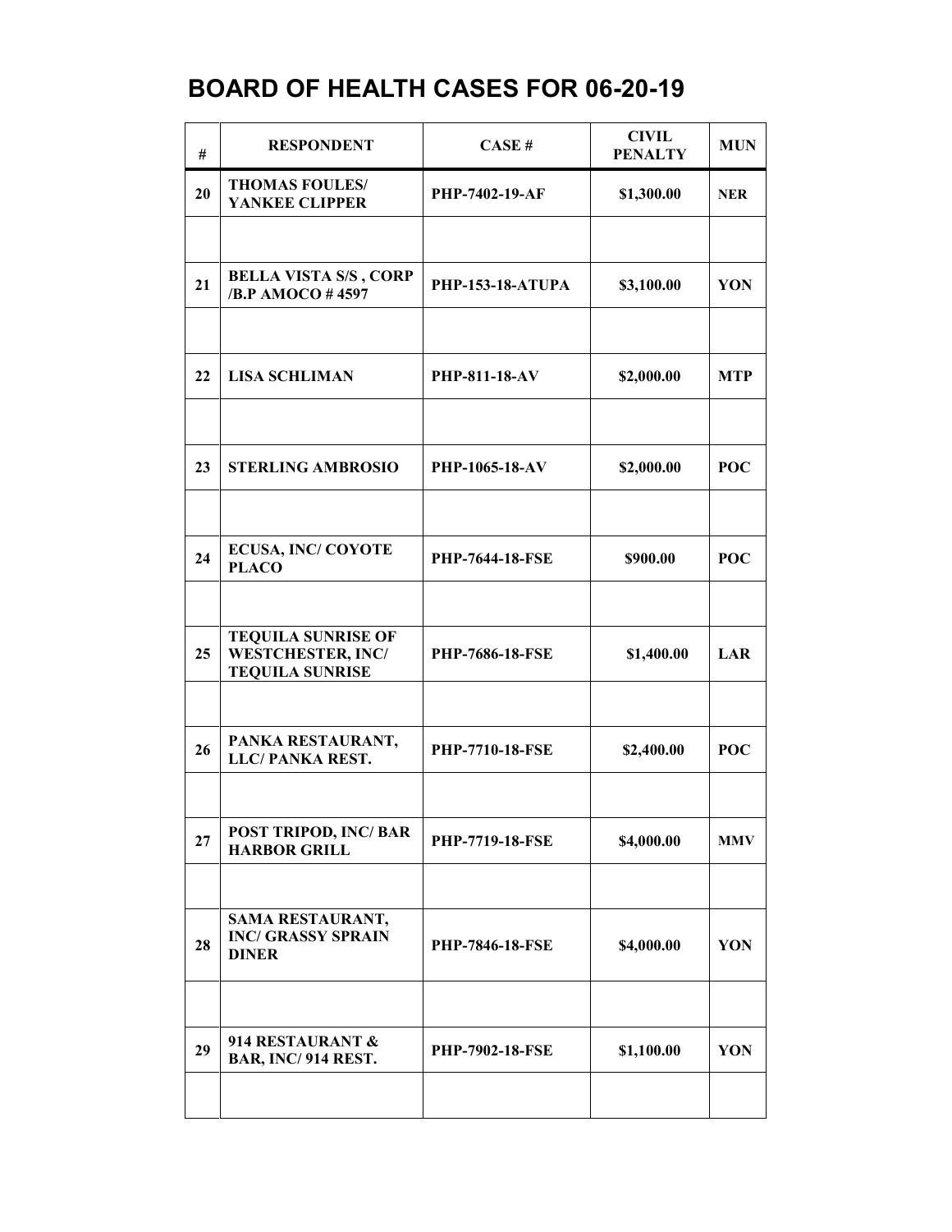# BOARD OF HEALTH CASES FOR 06-20-19

| # | RESPONDENT | CASE # | CIVIL PENALTY | MUN |
|---|---|---|---|---|
| 20 | THOMAS FOULES/ YANKEE CLIPPER | PHP-7402-19-AF | $1,300.00 | NER |
| | | | | |
| 21 | BELLA VISTA S/S , CORP /B.P AMOCO # 4597 | PHP-153-18-ATUPA | $3,100.00 | YON |
| | | | | |
| 22 | LISA SCHLIMAN | PHP-811-18-AV | $2,000.00 | MTP |
| | | | | |
| 23 | STERLING AMBROSIO | PHP-1065-18-AV | $2,000.00 | POC |
| | | | | |
| 24 | ECUSA, INC/ COYOTE PLACO | PHP-7644-18-FSE | $900.00 | POC |
| | | | | |
| 25 | TEQUILA SUNRISE OF WESTCHESTER, INC/ TEQUILA SUNRISE | PHP-7686-18-FSE | $1,400.00 | LAR |
| | | | | |
| 26 | PANKA RESTAURANT, LLC/ PANKA REST. | PHP-7710-18-FSE | $2,400.00 | POC |
| | | | | |
| 27 | POST TRIPOD, INC/ BAR HARBOR GRILL | PHP-7719-18-FSE | $4,000.00 | MMV |
| | | | | |
| 28 | SAMA RESTAURANT, INC/ GRASSY SPRAIN DINER | PHP-7846-18-FSE | $4,000.00 | YON |
| | | | | |
| 29 | 914 RESTAURANT & BAR, INC/ 914 REST. | PHP-7902-18-FSE | $1,100.00 | YON |
| | | | | |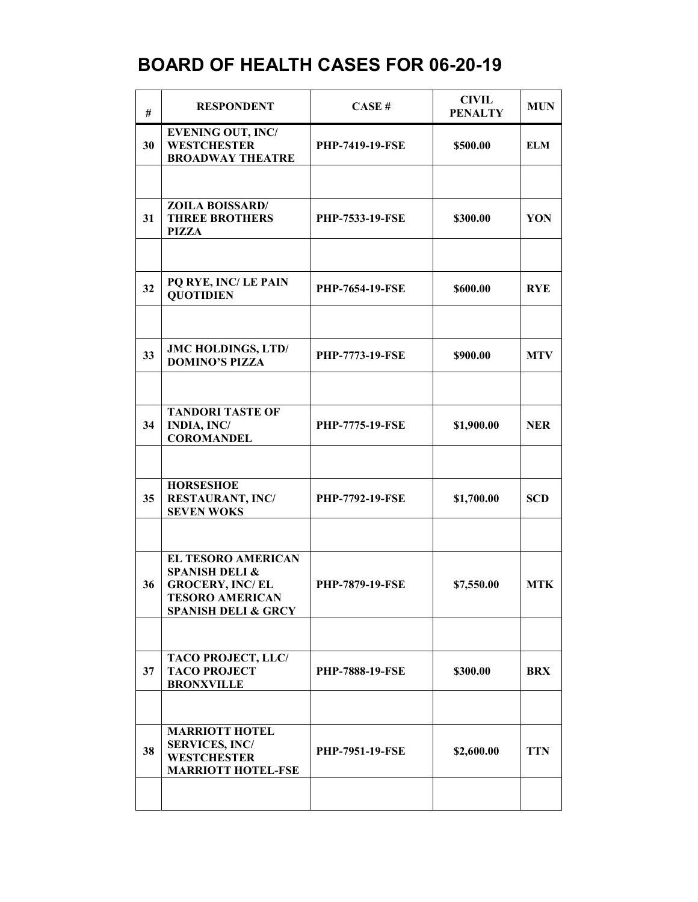# BOARD OF HEALTH CASES FOR 06-20-19

| # | RESPONDENT | CASE # | CIVIL PENALTY | MUN |
|---|---|---|---|---|
| 30 | EVENING OUT, INC/ WESTCHESTER BROADWAY THEATRE | PHP-7419-19-FSE | $500.00 | ELM |
| | | | | |
| 31 | ZOILA BOISSARD/ THREE BROTHERS PIZZA | PHP-7533-19-FSE | $300.00 | YON |
| | | | | |
| 32 | PQ RYE, INC/ LE PAIN QUOTIDIEN | PHP-7654-19-FSE | $600.00 | RYE |
| | | | | |
| 33 | JMC HOLDINGS, LTD/ DOMINO'S PIZZA | PHP-7773-19-FSE | $900.00 | MTV |
| | | | | |
| 34 | TANDORI TASTE OF INDIA, INC/ COROMANDEL | PHP-7775-19-FSE | $1,900.00 | NER |
| | | | | |
| 35 | HORSESHOE RESTAURANT, INC/ SEVEN WOKS | PHP-7792-19-FSE | $1,700.00 | SCD |
| | | | | |
| 36 | EL TESORO AMERICAN SPANISH DELI & GROCERY, INC/ EL TESORO AMERICAN SPANISH DELI & GRCY | PHP-7879-19-FSE | $7,550.00 | MTK |
| | | | | |
| 37 | TACO PROJECT, LLC/ TACO PROJECT BRONXVILLE | PHP-7888-19-FSE | $300.00 | BRX |
| | | | | |
| 38 | MARRIOTT HOTEL SERVICES, INC/ WESTCHESTER MARRIOTT HOTEL-FSE | PHP-7951-19-FSE | $2,600.00 | TTN |
| | | | | |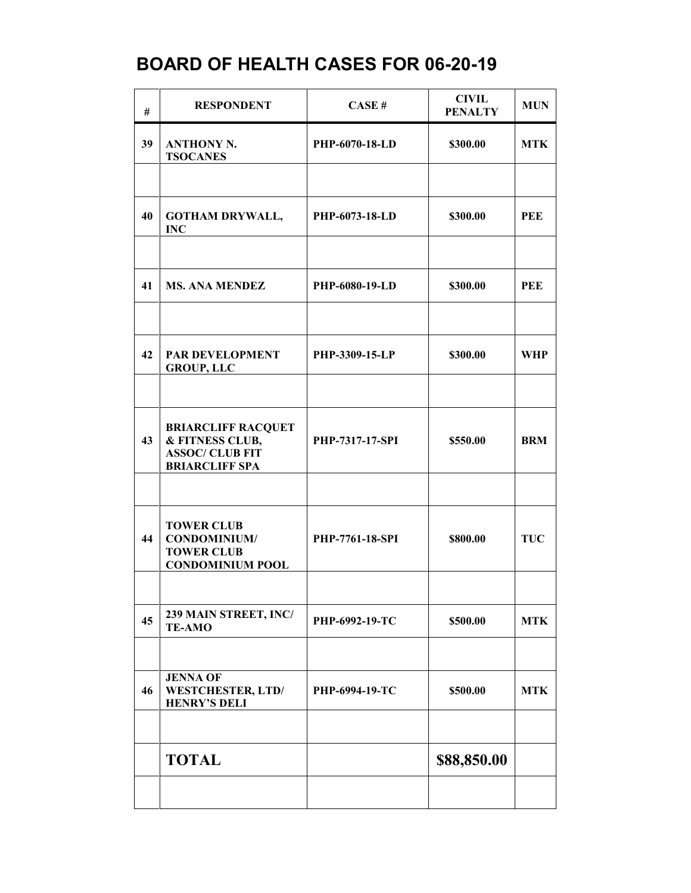# BOARD OF HEALTH CASES FOR 06-20-19

| # | RESPONDENT | CASE # | CIVIL PENALTY | MUN |
|---|---|---|---|---|
| 39 | ANTHONY N. TSOCANES | PHP-6070-18-LD | $300.00 | MTK |
| | | | | |
| 40 | GOTHAM DRYWALL, INC | PHP-6073-18-LD | $300.00 | PEE |
| | | | | |
| 41 | MS. ANA MENDEZ | PHP-6080-19-LD | $300.00 | PEE |
| | | | | |
| 42 | PAR DEVELOPMENT GROUP, LLC | PHP-3309-15-LP | $300.00 | WHP |
| | | | | |
| 43 | BRIARCLIFF RACQUET & FITNESS CLUB, ASSOC/ CLUB FIT BRIARCLIFF SPA | PHP-7317-17-SPI | $550.00 | BRM |
| | | | | |
| 44 | TOWER CLUB CONDOMINIUM/ TOWER CLUB CONDOMINIUM POOL | PHP-7761-18-SPI | $800.00 | TUC |
| | | | | |
| 45 | 239 MAIN STREET, INC/ TE-AMO | PHP-6992-19-TC | $500.00 | MTK |
| | | | | |
| 46 | JENNA OF WESTCHESTER, LTD/ HENRY'S DELI | PHP-6994-19-TC | $500.00 | MTK |
| | | | | |
| | **TOTAL** | | **$88,850.00** | |
| | | | | |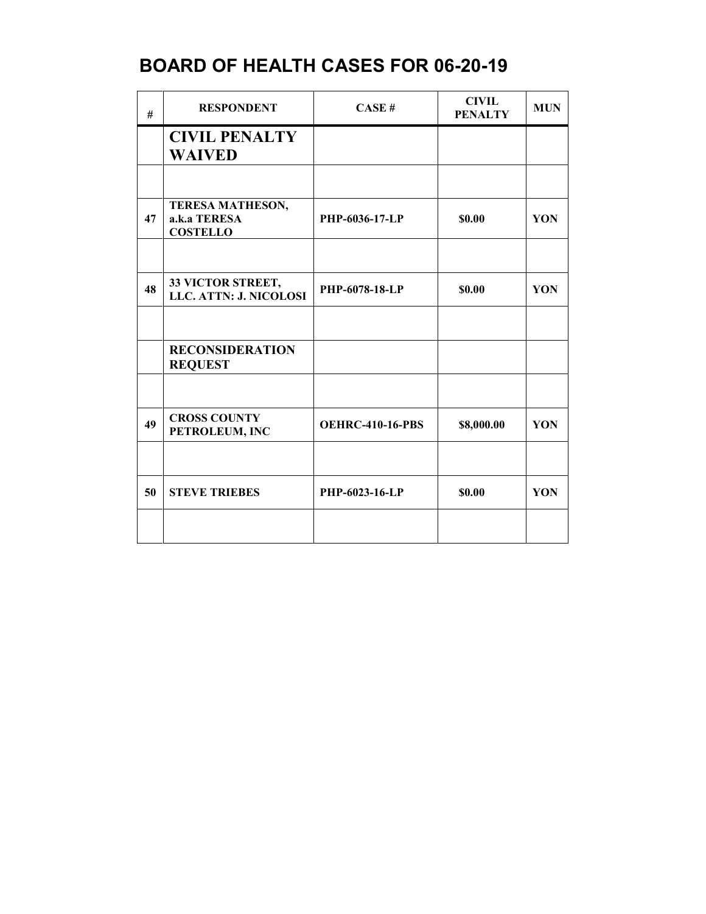# BOARD OF HEALTH CASES FOR 06-20-19

| # | RESPONDENT | CASE # | CIVIL PENALTY | MUN |
|---|---|---|---|---|
| | **CIVIL PENALTY WAIVED** | | | |
| | | | | |
| 47 | **TERESA MATHESON, a.k.a TERESA COSTELLO** | **PHP-6036-17-LP** | **$0.00** | **YON** |
| | | | | |
| 48 | **33 VICTOR STREET, LLC. ATTN: J. NICOLOSI** | **PHP-6078-18-LP** | **$0.00** | **YON** |
| | | | | |
| | **RECONSIDERATION REQUEST** | | | |
| | | | | |
| 49 | **CROSS COUNTY PETROLEUM, INC** | **OEHRC-410-16-PBS** | **$8,000.00** | **YON** |
| | | | | |
| 50 | **STEVE TRIEBES** | **PHP-6023-16-LP** | **$0.00** | **YON** |
| | | | | |